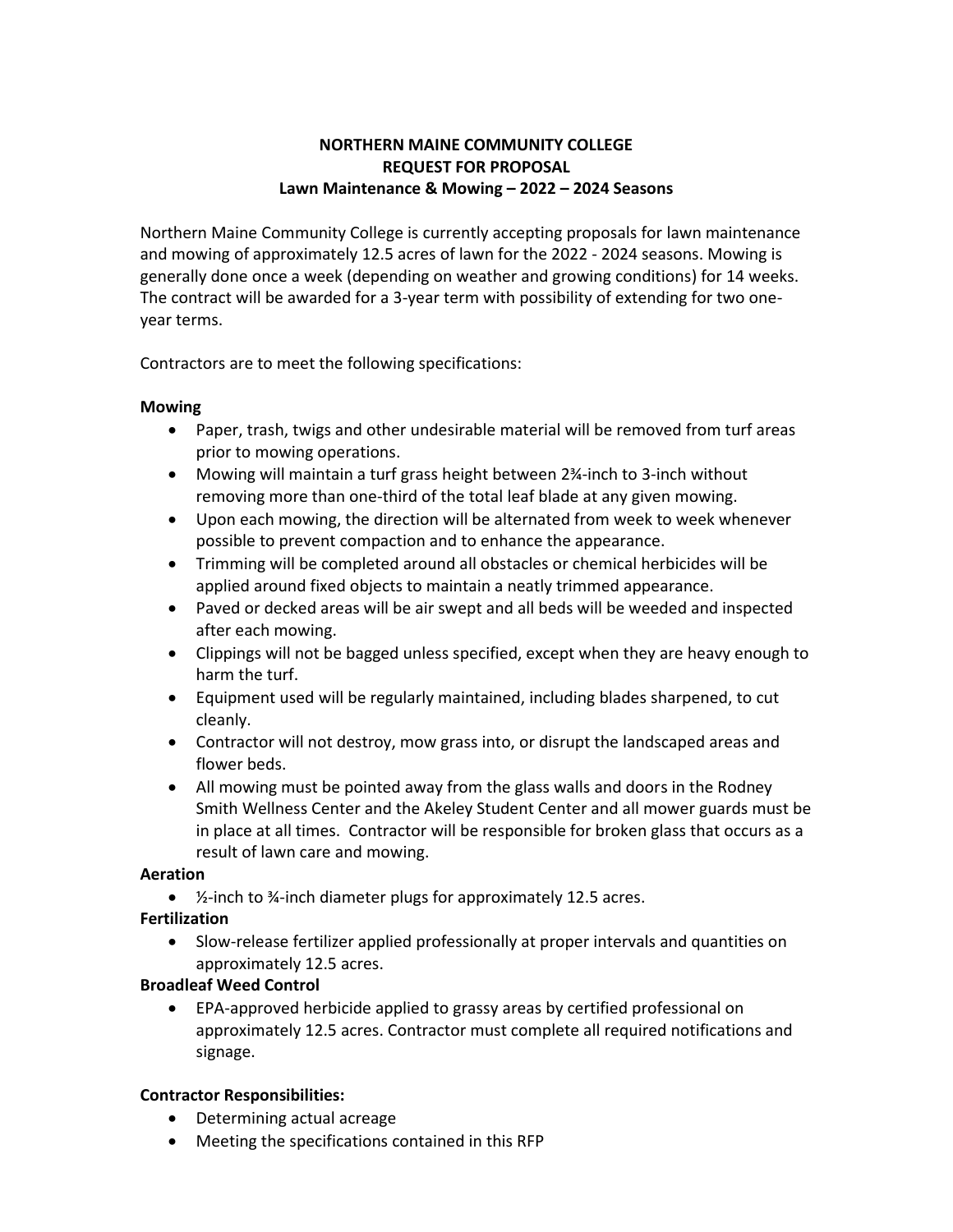# NORTHERN MAINE COMMUNITY COLLEGE
## REQUEST FOR PROPOSAL
### Lawn Maintenance & Mowing – 2022 – 2024 Seasons

Northern Maine Community College is currently accepting proposals for lawn maintenance and mowing of approximately 12.5 acres of lawn for the 2022 - 2024 seasons. Mowing is generally done once a week (depending on weather and growing conditions) for 14 weeks. The contract will be awarded for a 3-year term with possibility of extending for two one-year terms.

Contractors are to meet the following specifications:

**Mowing**

- Paper, trash, twigs and other undesirable material will be removed from turf areas prior to mowing operations.
- Mowing will maintain a turf grass height between 2¾-inch to 3-inch without removing more than one-third of the total leaf blade at any given mowing.
- Upon each mowing, the direction will be alternated from week to week whenever possible to prevent compaction and to enhance the appearance.
- Trimming will be completed around all obstacles or chemical herbicides will be applied around fixed objects to maintain a neatly trimmed appearance.
- Paved or decked areas will be air swept and all beds will be weeded and inspected after each mowing.
- Clippings will not be bagged unless specified, except when they are heavy enough to harm the turf.
- Equipment used will be regularly maintained, including blades sharpened, to cut cleanly.
- Contractor will not destroy, mow grass into, or disrupt the landscaped areas and flower beds.
- All mowing must be pointed away from the glass walls and doors in the Rodney Smith Wellness Center and the Akeley Student Center and all mower guards must be in place at all times. Contractor will be responsible for broken glass that occurs as a result of lawn care and mowing.

**Aeration**

- ½-inch to ¾-inch diameter plugs for approximately 12.5 acres.

**Fertilization**

- Slow-release fertilizer applied professionally at proper intervals and quantities on approximately 12.5 acres.

**Broadleaf Weed Control**

- EPA-approved herbicide applied to grassy areas by certified professional on approximately 12.5 acres. Contractor must complete all required notifications and signage.

**Contractor Responsibilities:**

- Determining actual acreage
- Meeting the specifications contained in this RFP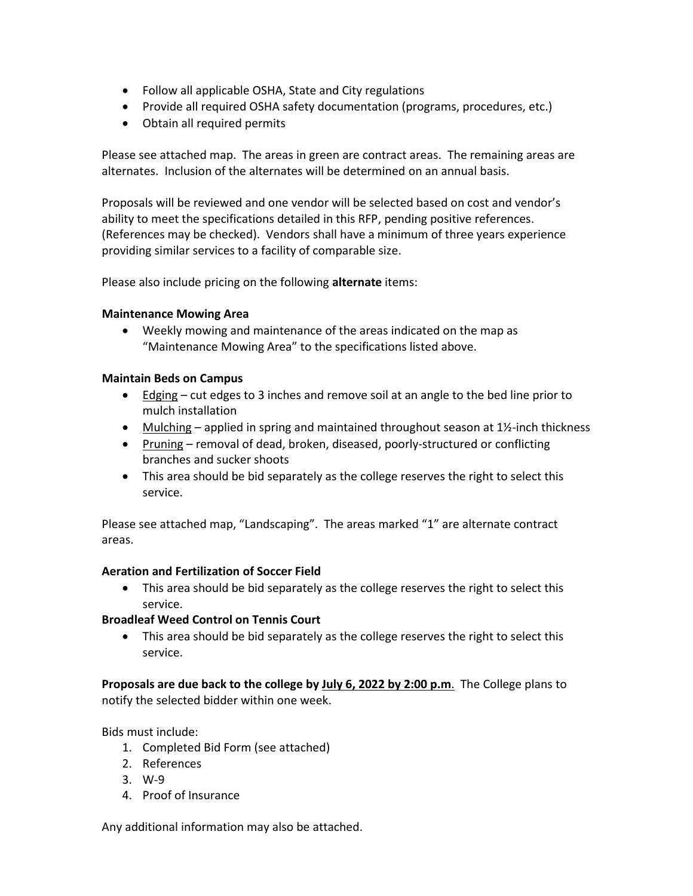- Follow all applicable OSHA, State and City regulations
- Provide all required OSHA safety documentation (programs, procedures, etc.)
- Obtain all required permits

Please see attached map. The areas in green are contract areas. The remaining areas are alternates. Inclusion of the alternates will be determined on an annual basis.

Proposals will be reviewed and one vendor will be selected based on cost and vendor's ability to meet the specifications detailed in this RFP, pending positive references. (References may be checked). Vendors shall have a minimum of three years experience providing similar services to a facility of comparable size.

Please also include pricing on the following **alternate** items:

**Maintenance Mowing Area**

- Weekly mowing and maintenance of the areas indicated on the map as "Maintenance Mowing Area" to the specifications listed above.

**Maintain Beds on Campus**

- <u>Edging</u> – cut edges to 3 inches and remove soil at an angle to the bed line prior to mulch installation
- <u>Mulching</u> – applied in spring and maintained throughout season at 1½-inch thickness
- <u>Pruning</u> – removal of dead, broken, diseased, poorly-structured or conflicting branches and sucker shoots
- This area should be bid separately as the college reserves the right to select this service.

Please see attached map, "Landscaping". The areas marked "1" are alternate contract areas.

**Aeration and Fertilization of Soccer Field**

- This area should be bid separately as the college reserves the right to select this service.

**Broadleaf Weed Control on Tennis Court**

- This area should be bid separately as the college reserves the right to select this service.

**Proposals are due back to the college by <u>July 6, 2022 by 2:00 p.m</u>.** The College plans to notify the selected bidder within one week.

Bids must include:

1. Completed Bid Form (see attached)
2. References
3. W-9
4. Proof of Insurance

Any additional information may also be attached.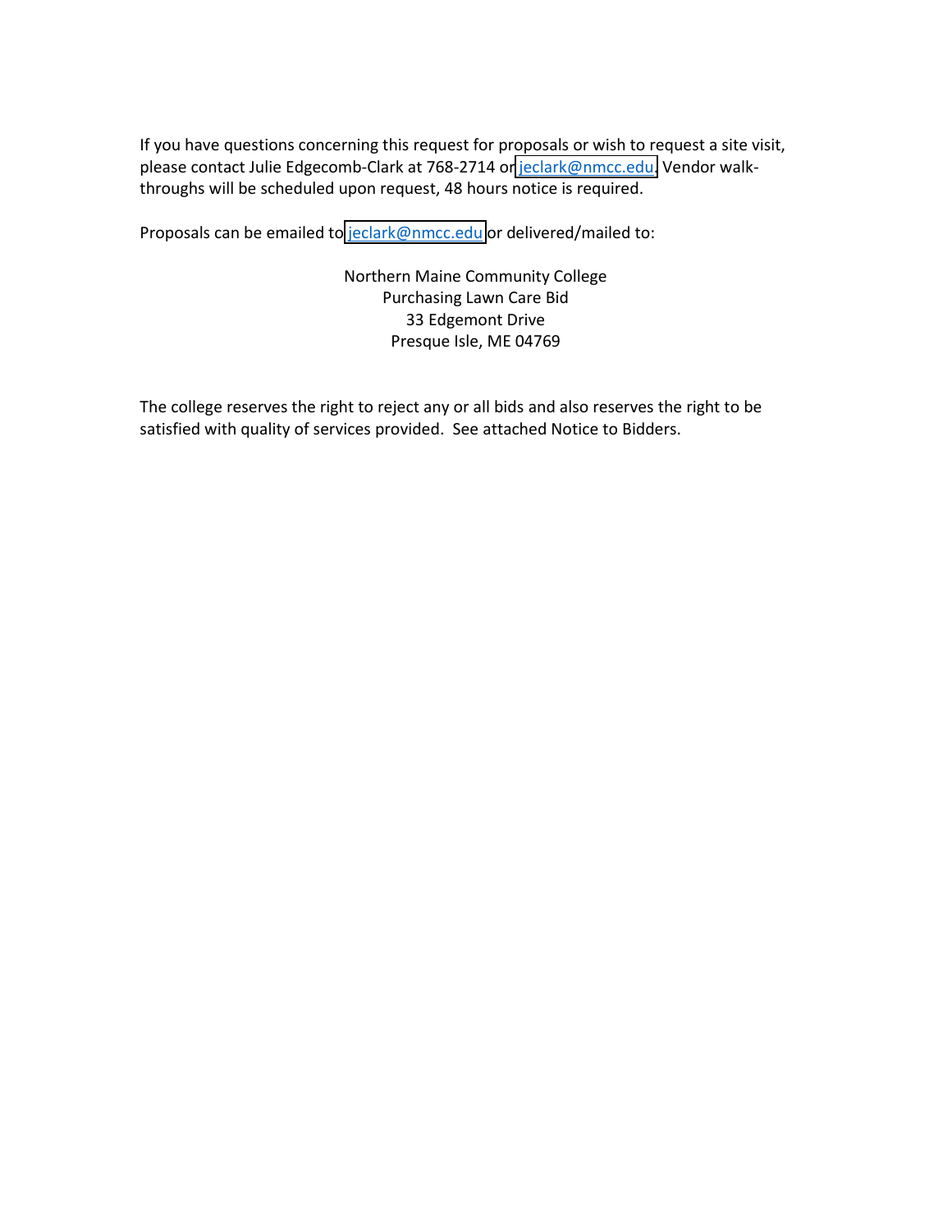If you have questions concerning this request for proposals or wish to request a site visit, please contact Julie Edgecomb-Clark at 768-2714 or jeclark@nmcc.edu. Vendor walk-throughs will be scheduled upon request, 48 hours notice is required.

Proposals can be emailed to jeclark@nmcc.edu or delivered/mailed to:

Northern Maine Community College
Purchasing Lawn Care Bid
33 Edgemont Drive
Presque Isle, ME 04769

The college reserves the right to reject any or all bids and also reserves the right to be satisfied with quality of services provided. See attached Notice to Bidders.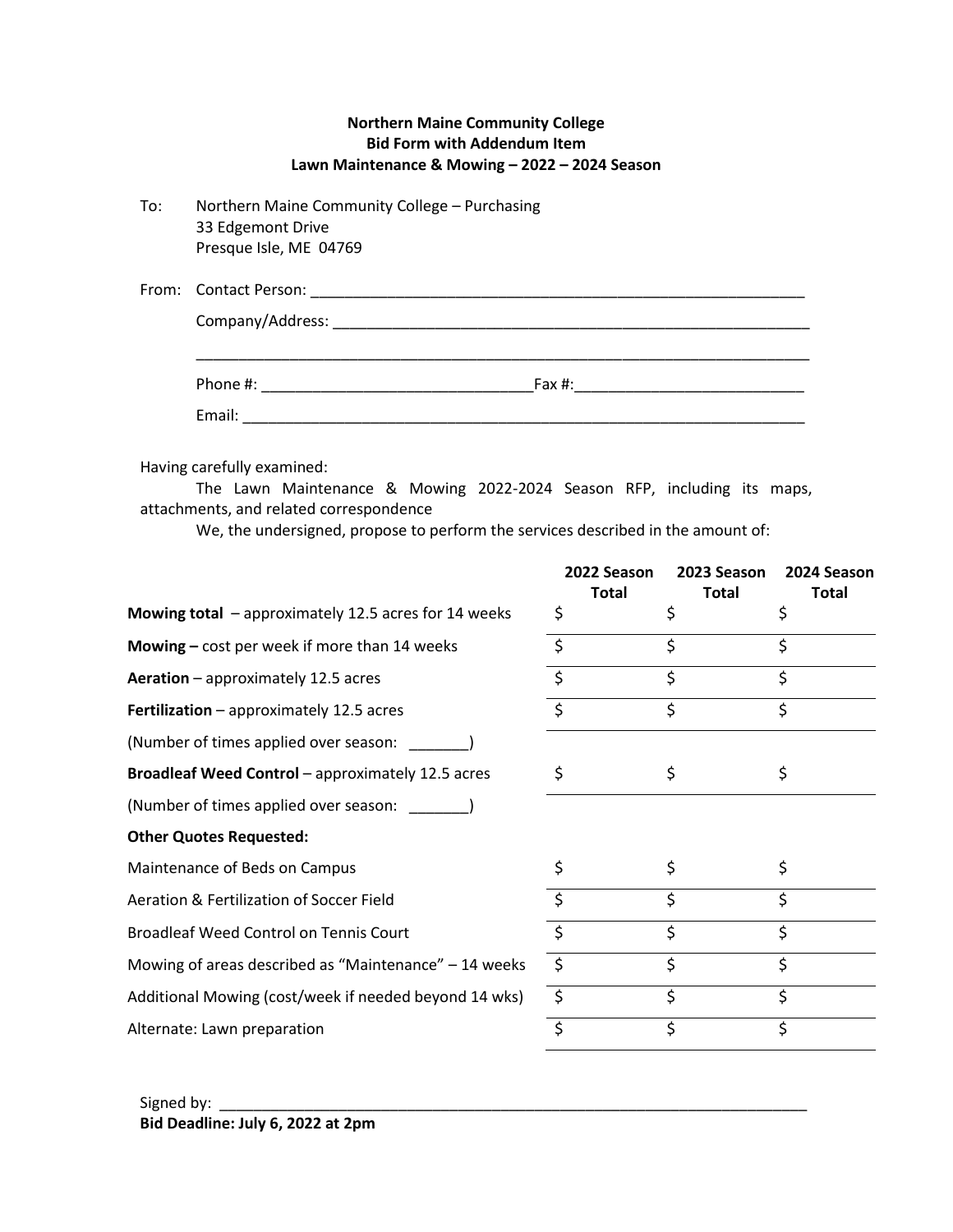**Northern Maine Community College**
**Bid Form with Addendum Item**
**Lawn Maintenance & Mowing – 2022 – 2024 Season**

To: Northern Maine Community College – Purchasing
33 Edgemont Drive
Presque Isle, ME 04769

From: Contact Person: ___________________________________________________________

Company/Address: _________________________________________________________

___________________________________________________________________________

Phone #: ________________________________Fax #:___________________________

Email: ____________________________________________________________________

Having carefully examined:

The Lawn Maintenance & Mowing 2022-2024 Season RFP, including its maps, attachments, and related correspondence

We, the undersigned, propose to perform the services described in the amount of:

| | 2022 Season Total | 2023 Season Total | 2024 Season Total |
|---|---|---|---|
| **Mowing total** – approximately 12.5 acres for 14 weeks | $ | $ | $ |
| **Mowing –** cost per week if more than 14 weeks | $ | $ | $ |
| **Aeration** – approximately 12.5 acres | $ | $ | $ |
| **Fertilization** – approximately 12.5 acres | $ | $ | $ |
| (Number of times applied over season: _______) | | | |
| **Broadleaf Weed Control** – approximately 12.5 acres | $ | $ | $ |
| (Number of times applied over season: _______) | | | |
| **Other Quotes Requested:** | | | |
| Maintenance of Beds on Campus | $ | $ | $ |
| Aeration & Fertilization of Soccer Field | $ | $ | $ |
| Broadleaf Weed Control on Tennis Court | $ | $ | $ |
| Mowing of areas described as "Maintenance" – 14 weeks | $ | $ | $ |
| Additional Mowing (cost/week if needed beyond 14 wks) | $ | $ | $ |
| Alternate: Lawn preparation | $ | $ | $ |

Signed by: ___________________________________________________________________________

**Bid Deadline: July 6, 2022 at 2pm**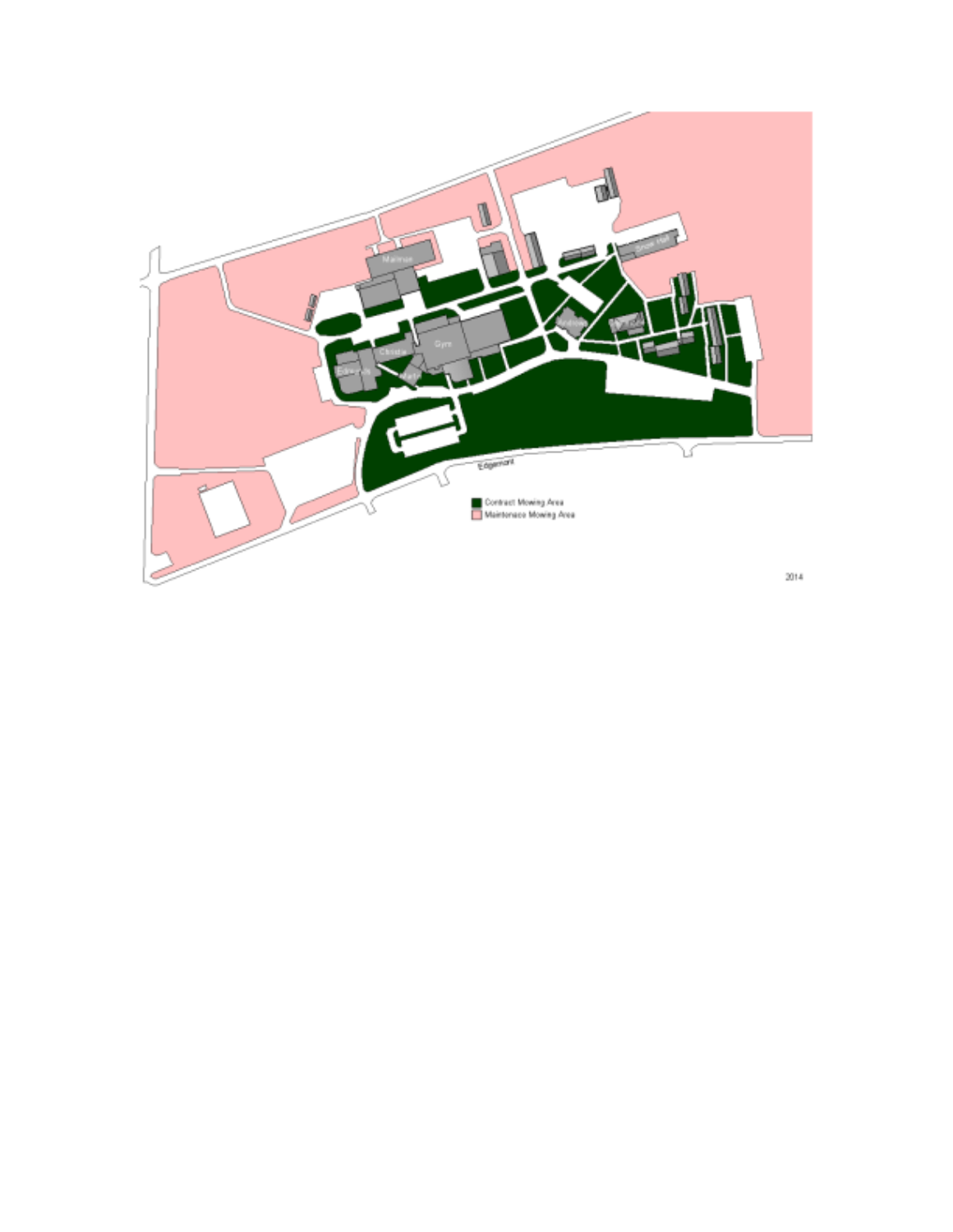Edgemont

Contract Mowing Area

Maintenace Mowing Area

2014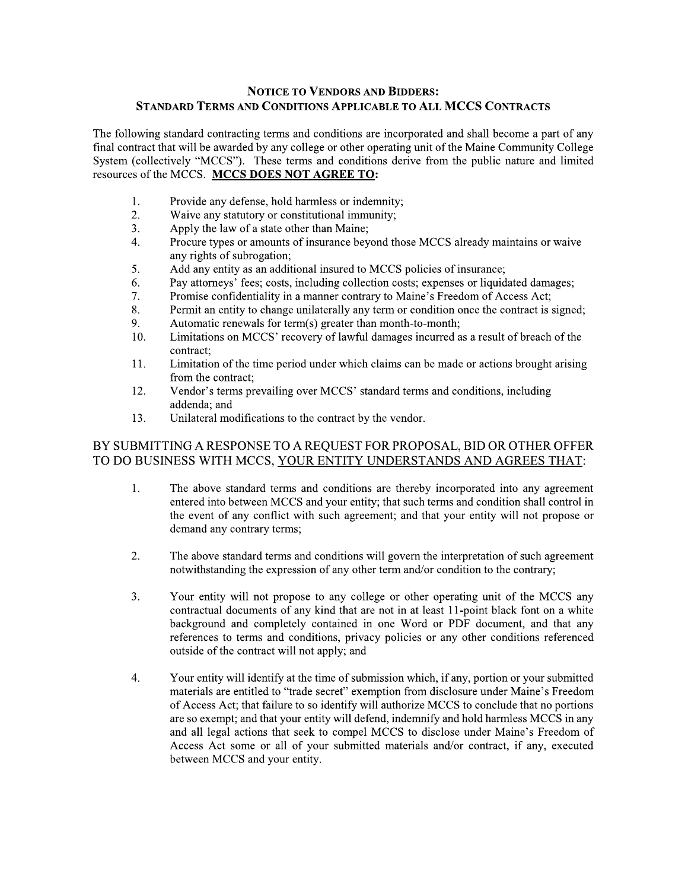## Notice to Vendors and Bidders: Standard Terms and Conditions Applicable to All MCCS Contracts

The following standard contracting terms and conditions are incorporated and shall become a part of any final contract that will be awarded by any college or other operating unit of the Maine Community College System (collectively "MCCS"). These terms and conditions derive from the public nature and limited resources of the MCCS. **MCCS DOES NOT AGREE TO:**

1. Provide any defense, hold harmless or indemnity;
2. Waive any statutory or constitutional immunity;
3. Apply the law of a state other than Maine;
4. Procure types or amounts of insurance beyond those MCCS already maintains or waive any rights of subrogation;
5. Add any entity as an additional insured to MCCS policies of insurance;
6. Pay attorneys' fees; costs, including collection costs; expenses or liquidated damages;
7. Promise confidentiality in a manner contrary to Maine's Freedom of Access Act;
8. Permit an entity to change unilaterally any term or condition once the contract is signed;
9. Automatic renewals for term(s) greater than month-to-month;
10. Limitations on MCCS' recovery of lawful damages incurred as a result of breach of the contract;
11. Limitation of the time period under which claims can be made or actions brought arising from the contract;
12. Vendor's terms prevailing over MCCS' standard terms and conditions, including addenda; and
13. Unilateral modifications to the contract by the vendor.

### BY SUBMITTING A RESPONSE TO A REQUEST FOR PROPOSAL, BID OR OTHER OFFER TO DO BUSINESS WITH MCCS, YOUR ENTITY UNDERSTANDS AND AGREES THAT:

1. The above standard terms and conditions are thereby incorporated into any agreement entered into between MCCS and your entity; that such terms and condition shall control in the event of any conflict with such agreement; and that your entity will not propose or demand any contrary terms;

2. The above standard terms and conditions will govern the interpretation of such agreement notwithstanding the expression of any other term and/or condition to the contrary;

3. Your entity will not propose to any college or other operating unit of the MCCS any contractual documents of any kind that are not in at least 11-point black font on a white background and completely contained in one Word or PDF document, and that any references to terms and conditions, privacy policies or any other conditions referenced outside of the contract will not apply; and

4. Your entity will identify at the time of submission which, if any, portion or your submitted materials are entitled to "trade secret" exemption from disclosure under Maine's Freedom of Access Act; that failure to so identify will authorize MCCS to conclude that no portions are so exempt; and that your entity will defend, indemnify and hold harmless MCCS in any and all legal actions that seek to compel MCCS to disclose under Maine's Freedom of Access Act some or all of your submitted materials and/or contract, if any, executed between MCCS and your entity.